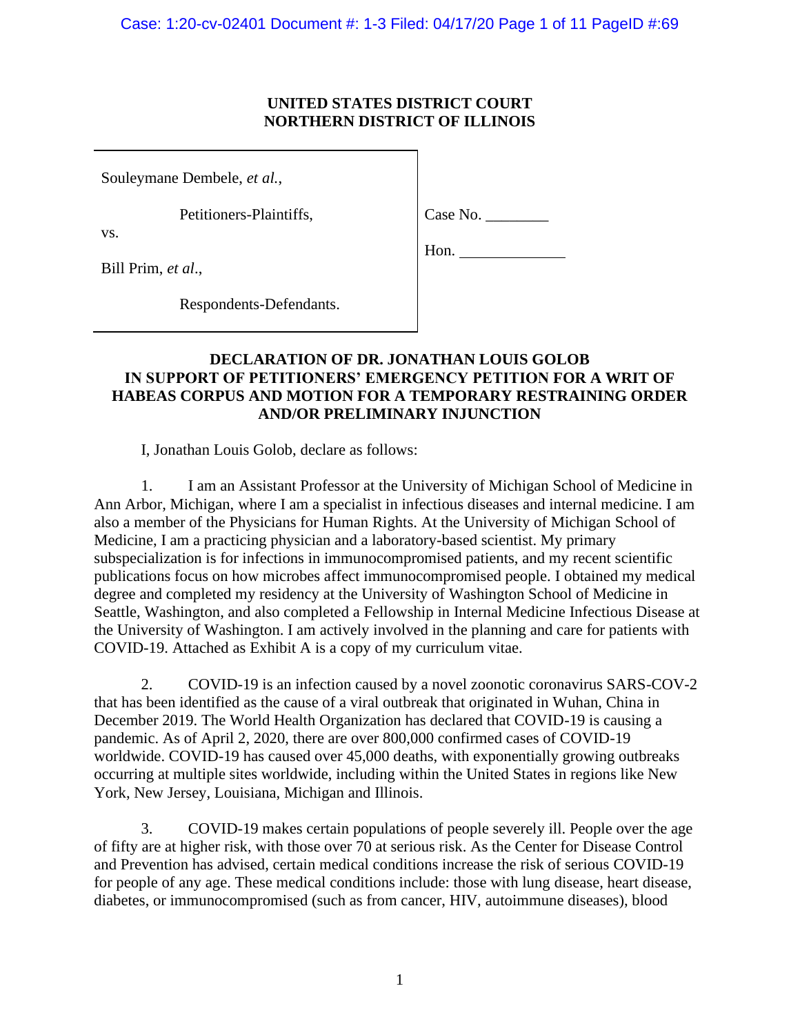**UNITED STATES DISTRICT COURT**
**NORTHERN DISTRICT OF ILLINOIS**

| | |
|---|---|
| Souleymane Dembele, *et al.*, | |
| Petitioners-Plaintiffs, | Case No. ________ |
| vs. | Hon. ____________ |
| Bill Prim, *et al*., | |
| Respondents-Defendants. | |

**DECLARATION OF DR. JONATHAN LOUIS GOLOB IN SUPPORT OF PETITIONERS' EMERGENCY PETITION FOR A WRIT OF HABEAS CORPUS AND MOTION FOR A TEMPORARY RESTRAINING ORDER AND/OR PRELIMINARY INJUNCTION**

I, Jonathan Louis Golob, declare as follows:

1. I am an Assistant Professor at the University of Michigan School of Medicine in Ann Arbor, Michigan, where I am a specialist in infectious diseases and internal medicine. I am also a member of the Physicians for Human Rights. At the University of Michigan School of Medicine, I am a practicing physician and a laboratory-based scientist. My primary subspecialization is for infections in immunocompromised patients, and my recent scientific publications focus on how microbes affect immunocompromised people. I obtained my medical degree and completed my residency at the University of Washington School of Medicine in Seattle, Washington, and also completed a Fellowship in Internal Medicine Infectious Disease at the University of Washington. I am actively involved in the planning and care for patients with COVID-19. Attached as Exhibit A is a copy of my curriculum vitae.

2. COVID-19 is an infection caused by a novel zoonotic coronavirus SARS-COV-2 that has been identified as the cause of a viral outbreak that originated in Wuhan, China in December 2019. The World Health Organization has declared that COVID-19 is causing a pandemic. As of April 2, 2020, there are over 800,000 confirmed cases of COVID-19 worldwide. COVID-19 has caused over 45,000 deaths, with exponentially growing outbreaks occurring at multiple sites worldwide, including within the United States in regions like New York, New Jersey, Louisiana, Michigan and Illinois.

3. COVID-19 makes certain populations of people severely ill. People over the age of fifty are at higher risk, with those over 70 at serious risk. As the Center for Disease Control and Prevention has advised, certain medical conditions increase the risk of serious COVID-19 for people of any age. These medical conditions include: those with lung disease, heart disease, diabetes, or immunocompromised (such as from cancer, HIV, autoimmune diseases), blood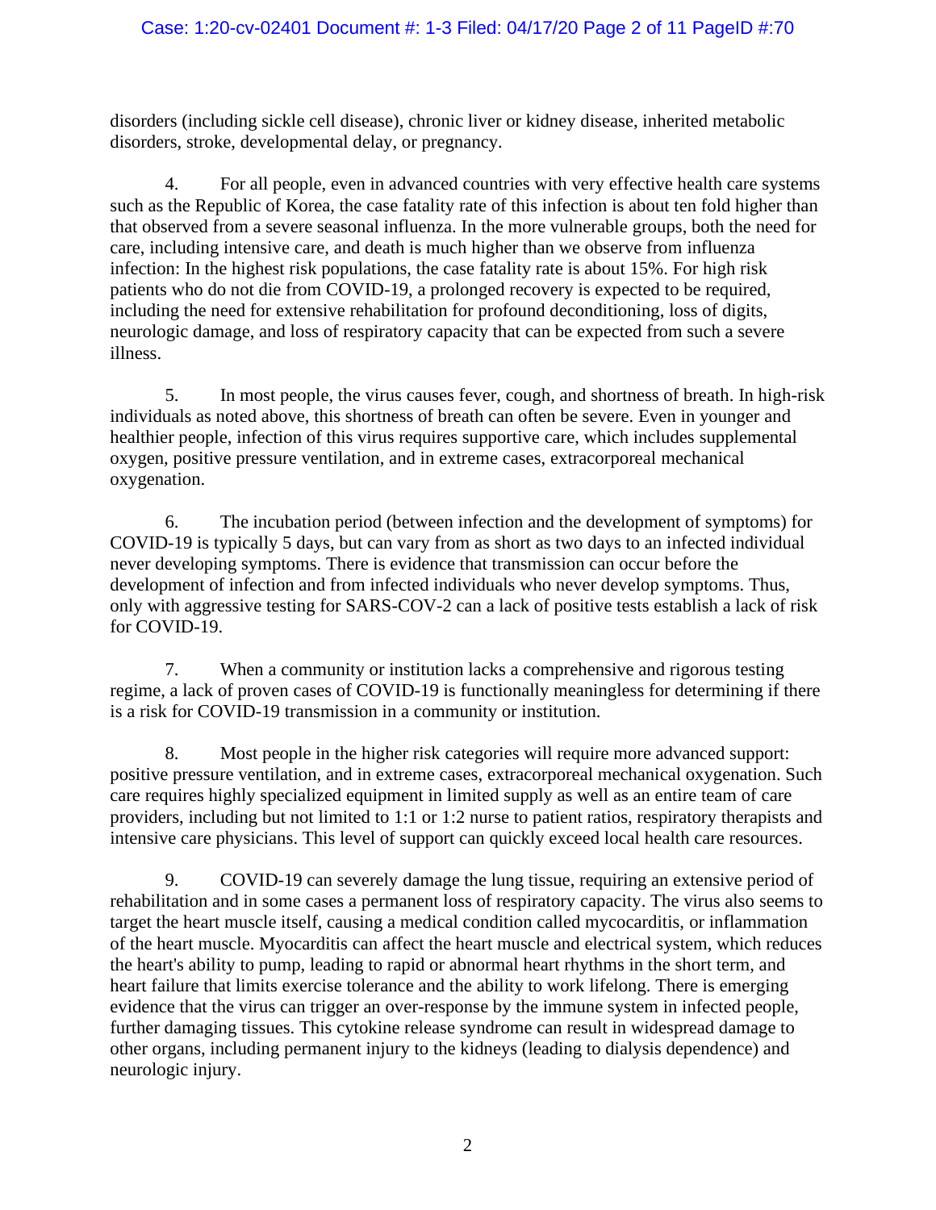disorders (including sickle cell disease), chronic liver or kidney disease, inherited metabolic disorders, stroke, developmental delay, or pregnancy.

4. For all people, even in advanced countries with very effective health care systems such as the Republic of Korea, the case fatality rate of this infection is about ten fold higher than that observed from a severe seasonal influenza. In the more vulnerable groups, both the need for care, including intensive care, and death is much higher than we observe from influenza infection: In the highest risk populations, the case fatality rate is about 15%. For high risk patients who do not die from COVID-19, a prolonged recovery is expected to be required, including the need for extensive rehabilitation for profound deconditioning, loss of digits, neurologic damage, and loss of respiratory capacity that can be expected from such a severe illness.

5. In most people, the virus causes fever, cough, and shortness of breath. In high-risk individuals as noted above, this shortness of breath can often be severe. Even in younger and healthier people, infection of this virus requires supportive care, which includes supplemental oxygen, positive pressure ventilation, and in extreme cases, extracorporeal mechanical oxygenation.

6. The incubation period (between infection and the development of symptoms) for COVID-19 is typically 5 days, but can vary from as short as two days to an infected individual never developing symptoms. There is evidence that transmission can occur before the development of infection and from infected individuals who never develop symptoms. Thus, only with aggressive testing for SARS-COV-2 can a lack of positive tests establish a lack of risk for COVID-19.

7. When a community or institution lacks a comprehensive and rigorous testing regime, a lack of proven cases of COVID-19 is functionally meaningless for determining if there is a risk for COVID-19 transmission in a community or institution.

8. Most people in the higher risk categories will require more advanced support: positive pressure ventilation, and in extreme cases, extracorporeal mechanical oxygenation. Such care requires highly specialized equipment in limited supply as well as an entire team of care providers, including but not limited to 1:1 or 1:2 nurse to patient ratios, respiratory therapists and intensive care physicians. This level of support can quickly exceed local health care resources.

9. COVID-19 can severely damage the lung tissue, requiring an extensive period of rehabilitation and in some cases a permanent loss of respiratory capacity. The virus also seems to target the heart muscle itself, causing a medical condition called mycocarditis, or inflammation of the heart muscle. Myocarditis can affect the heart muscle and electrical system, which reduces the heart's ability to pump, leading to rapid or abnormal heart rhythms in the short term, and heart failure that limits exercise tolerance and the ability to work lifelong. There is emerging evidence that the virus can trigger an over-response by the immune system in infected people, further damaging tissues. This cytokine release syndrome can result in widespread damage to other organs, including permanent injury to the kidneys (leading to dialysis dependence) and neurologic injury.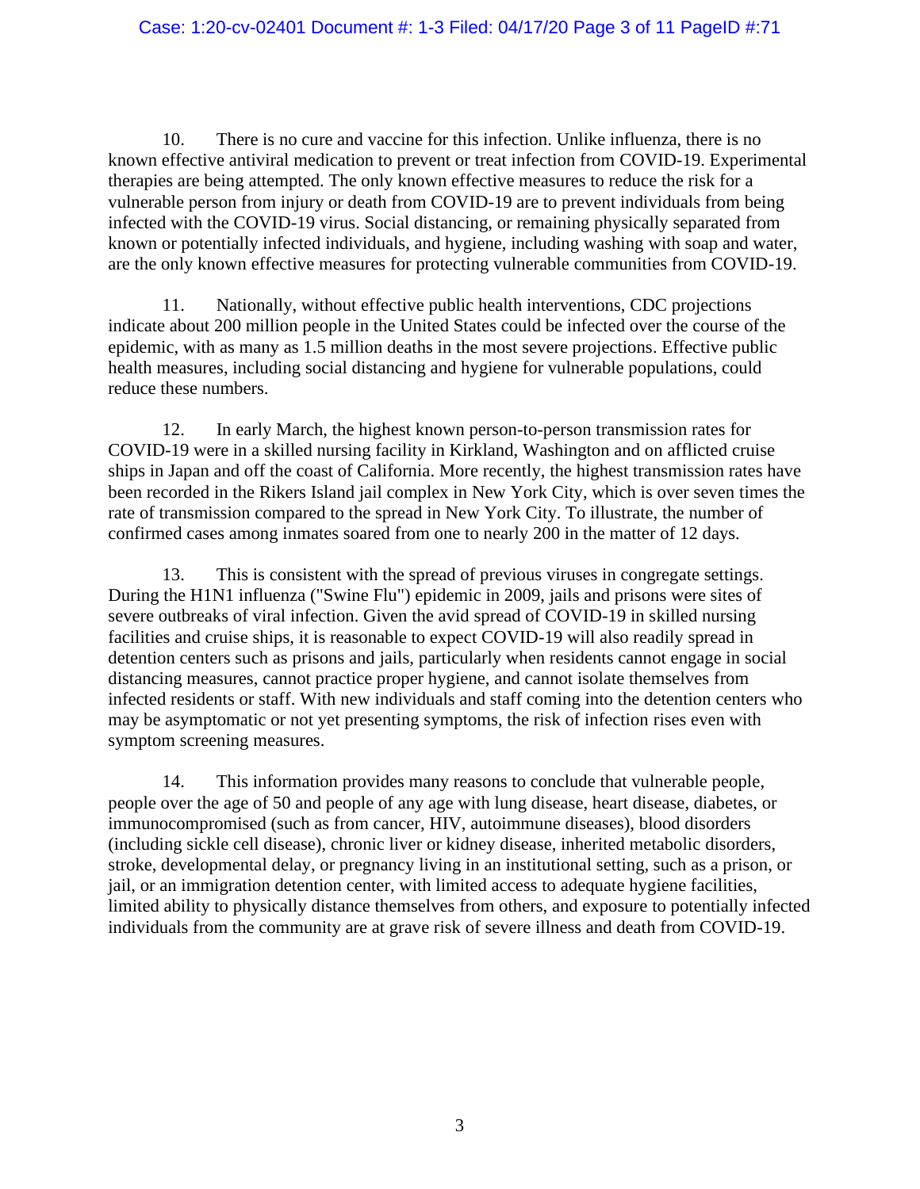10. There is no cure and vaccine for this infection. Unlike influenza, there is no known effective antiviral medication to prevent or treat infection from COVID-19. Experimental therapies are being attempted. The only known effective measures to reduce the risk for a vulnerable person from injury or death from COVID-19 are to prevent individuals from being infected with the COVID-19 virus. Social distancing, or remaining physically separated from known or potentially infected individuals, and hygiene, including washing with soap and water, are the only known effective measures for protecting vulnerable communities from COVID-19.

11. Nationally, without effective public health interventions, CDC projections indicate about 200 million people in the United States could be infected over the course of the epidemic, with as many as 1.5 million deaths in the most severe projections. Effective public health measures, including social distancing and hygiene for vulnerable populations, could reduce these numbers.

12. In early March, the highest known person-to-person transmission rates for COVID-19 were in a skilled nursing facility in Kirkland, Washington and on afflicted cruise ships in Japan and off the coast of California. More recently, the highest transmission rates have been recorded in the Rikers Island jail complex in New York City, which is over seven times the rate of transmission compared to the spread in New York City. To illustrate, the number of confirmed cases among inmates soared from one to nearly 200 in the matter of 12 days.

13. This is consistent with the spread of previous viruses in congregate settings. During the H1N1 influenza ("Swine Flu") epidemic in 2009, jails and prisons were sites of severe outbreaks of viral infection. Given the avid spread of COVID-19 in skilled nursing facilities and cruise ships, it is reasonable to expect COVID-19 will also readily spread in detention centers such as prisons and jails, particularly when residents cannot engage in social distancing measures, cannot practice proper hygiene, and cannot isolate themselves from infected residents or staff. With new individuals and staff coming into the detention centers who may be asymptomatic or not yet presenting symptoms, the risk of infection rises even with symptom screening measures.

14. This information provides many reasons to conclude that vulnerable people, people over the age of 50 and people of any age with lung disease, heart disease, diabetes, or immunocompromised (such as from cancer, HIV, autoimmune diseases), blood disorders (including sickle cell disease), chronic liver or kidney disease, inherited metabolic disorders, stroke, developmental delay, or pregnancy living in an institutional setting, such as a prison, or jail, or an immigration detention center, with limited access to adequate hygiene facilities, limited ability to physically distance themselves from others, and exposure to potentially infected individuals from the community are at grave risk of severe illness and death from COVID-19.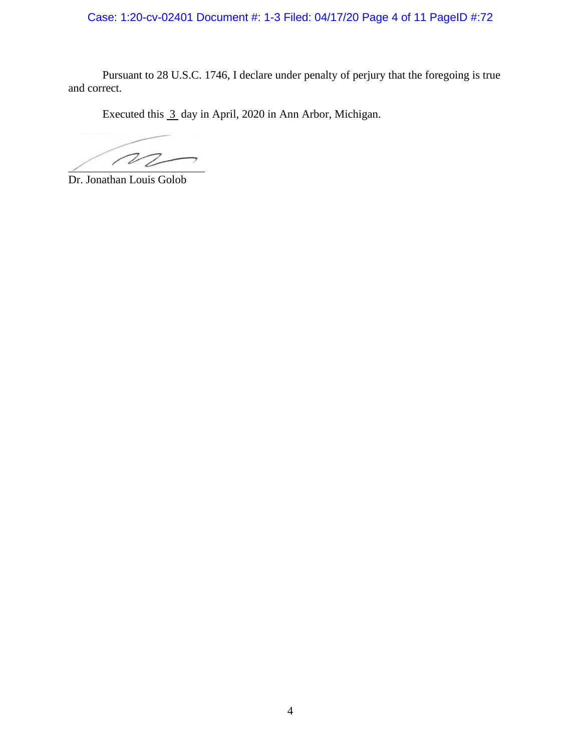Pursuant to 28 U.S.C. 1746, I declare under penalty of perjury that the foregoing is true and correct.

Executed this 3 day in April, 2020 in Ann Arbor, Michigan.

Dr. Jonathan Louis Golob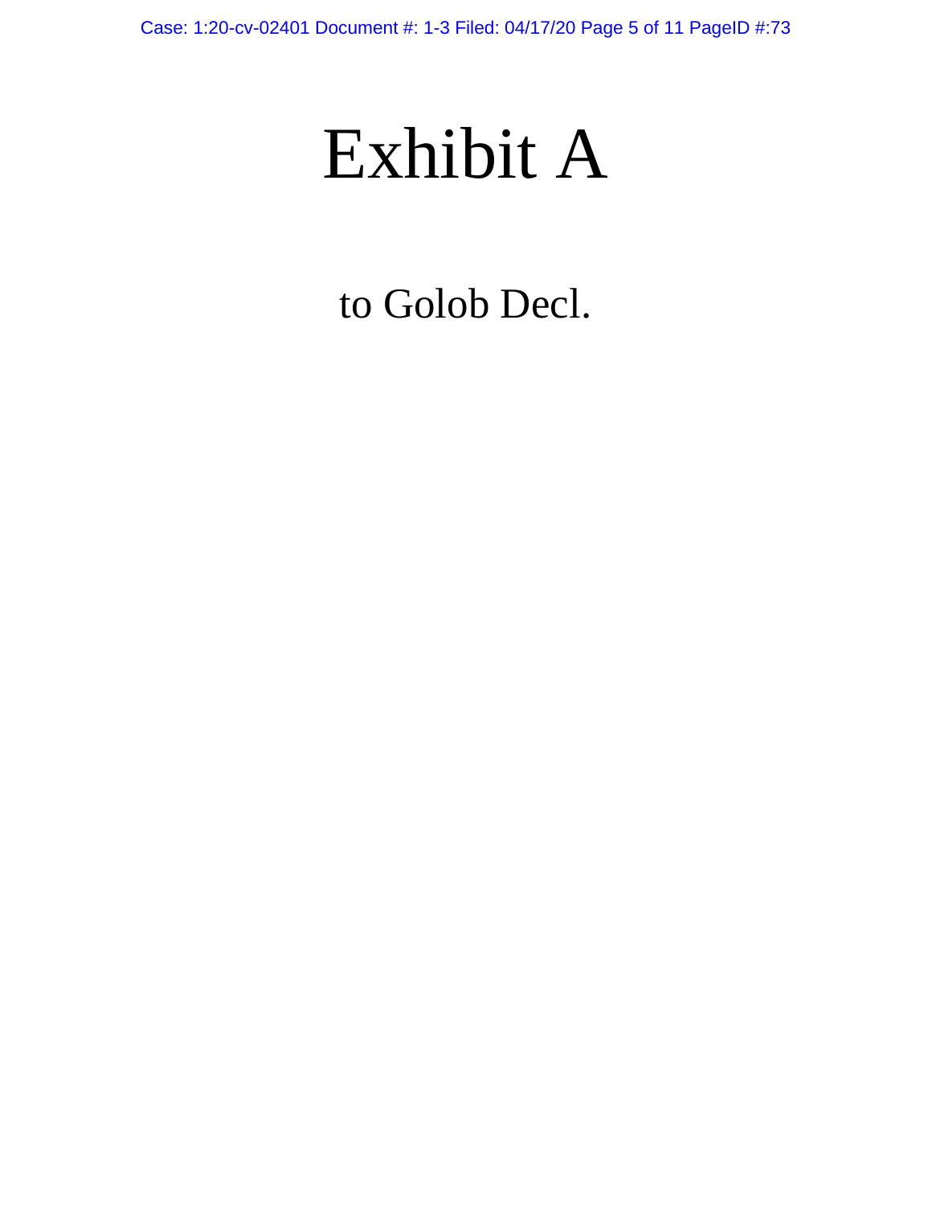# Exhibit A

to Golob Decl.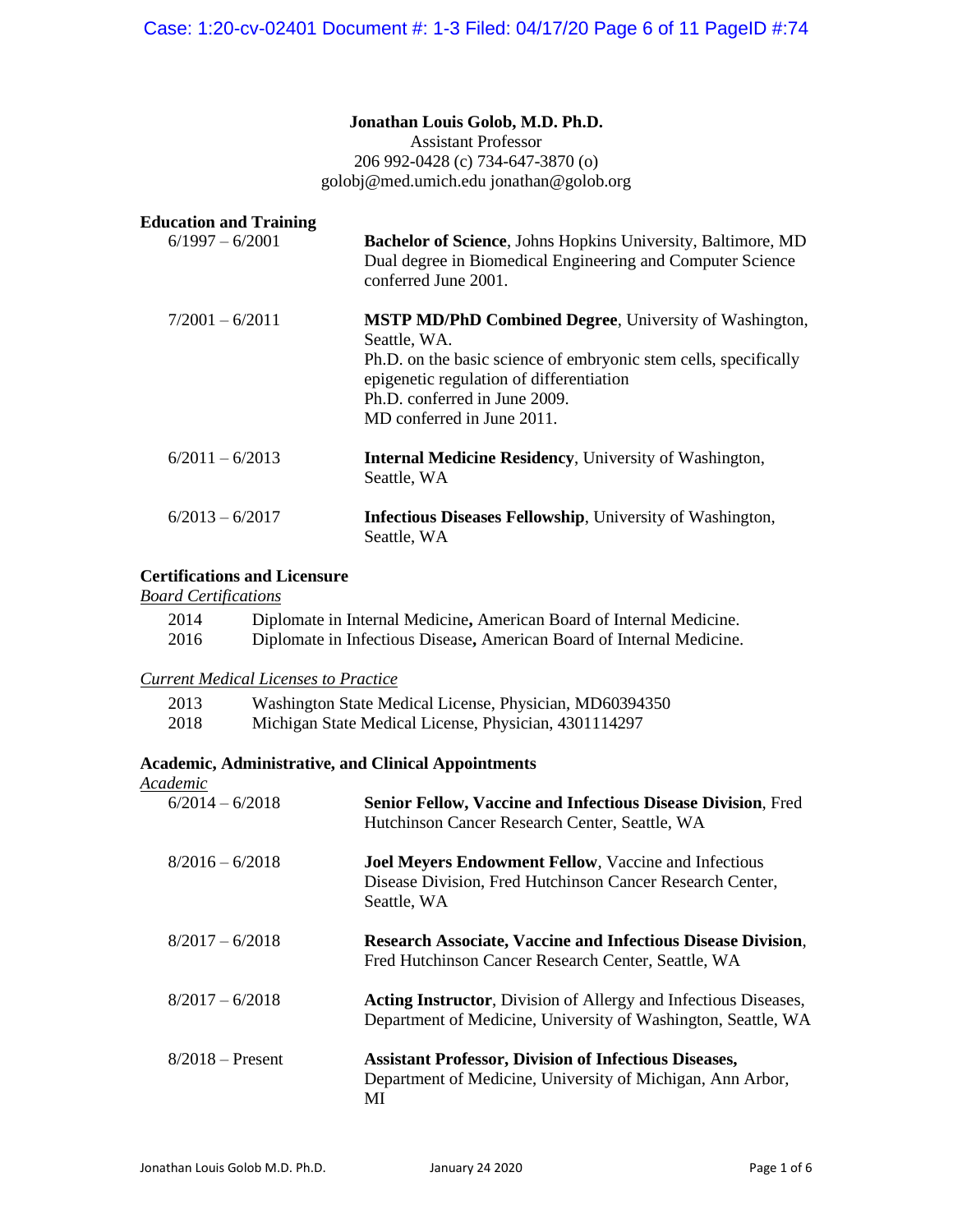# Jonathan Louis Golob, M.D. Ph.D.

Assistant Professor
206 992-0428 (c) 734-647-3870 (o)
golobj@med.umich.edu jonathan@golob.org

## Education and Training

| | |
|---|---|
| 6/1997 – 6/2001 | **Bachelor of Science**, Johns Hopkins University, Baltimore, MD<br>Dual degree in Biomedical Engineering and Computer Science conferred June 2001. |
| 7/2001 – 6/2011 | **MSTP MD/PhD Combined Degree**, University of Washington, Seattle, WA.<br>Ph.D. on the basic science of embryonic stem cells, specifically epigenetic regulation of differentiation<br>Ph.D. conferred in June 2009.<br>MD conferred in June 2011. |
| 6/2011 – 6/2013 | **Internal Medicine Residency**, University of Washington, Seattle, WA |
| 6/2013 – 6/2017 | **Infectious Diseases Fellowship**, University of Washington, Seattle, WA |

## Certifications and Licensure

*Board Certifications*

| | |
|---|---|
| 2014 | Diplomate in Internal Medicine**,** American Board of Internal Medicine. |
| 2016 | Diplomate in Infectious Disease**,** American Board of Internal Medicine. |

*Current Medical Licenses to Practice*

| | |
|---|---|
| 2013 | Washington State Medical License, Physician, MD60394350 |
| 2018 | Michigan State Medical License, Physician, 4301114297 |

## Academic, Administrative, and Clinical Appointments

*Academic*

| | |
|---|---|
| 6/2014 – 6/2018 | **Senior Fellow, Vaccine and Infectious Disease Division**, Fred Hutchinson Cancer Research Center, Seattle, WA |
| 8/2016 – 6/2018 | **Joel Meyers Endowment Fellow**, Vaccine and Infectious Disease Division, Fred Hutchinson Cancer Research Center, Seattle, WA |
| 8/2017 – 6/2018 | **Research Associate, Vaccine and Infectious Disease Division**, Fred Hutchinson Cancer Research Center, Seattle, WA |
| 8/2017 – 6/2018 | **Acting Instructor**, Division of Allergy and Infectious Diseases, Department of Medicine, University of Washington, Seattle, WA |
| 8/2018 – Present | **Assistant Professor, Division of Infectious Diseases,** Department of Medicine, University of Michigan, Ann Arbor, MI |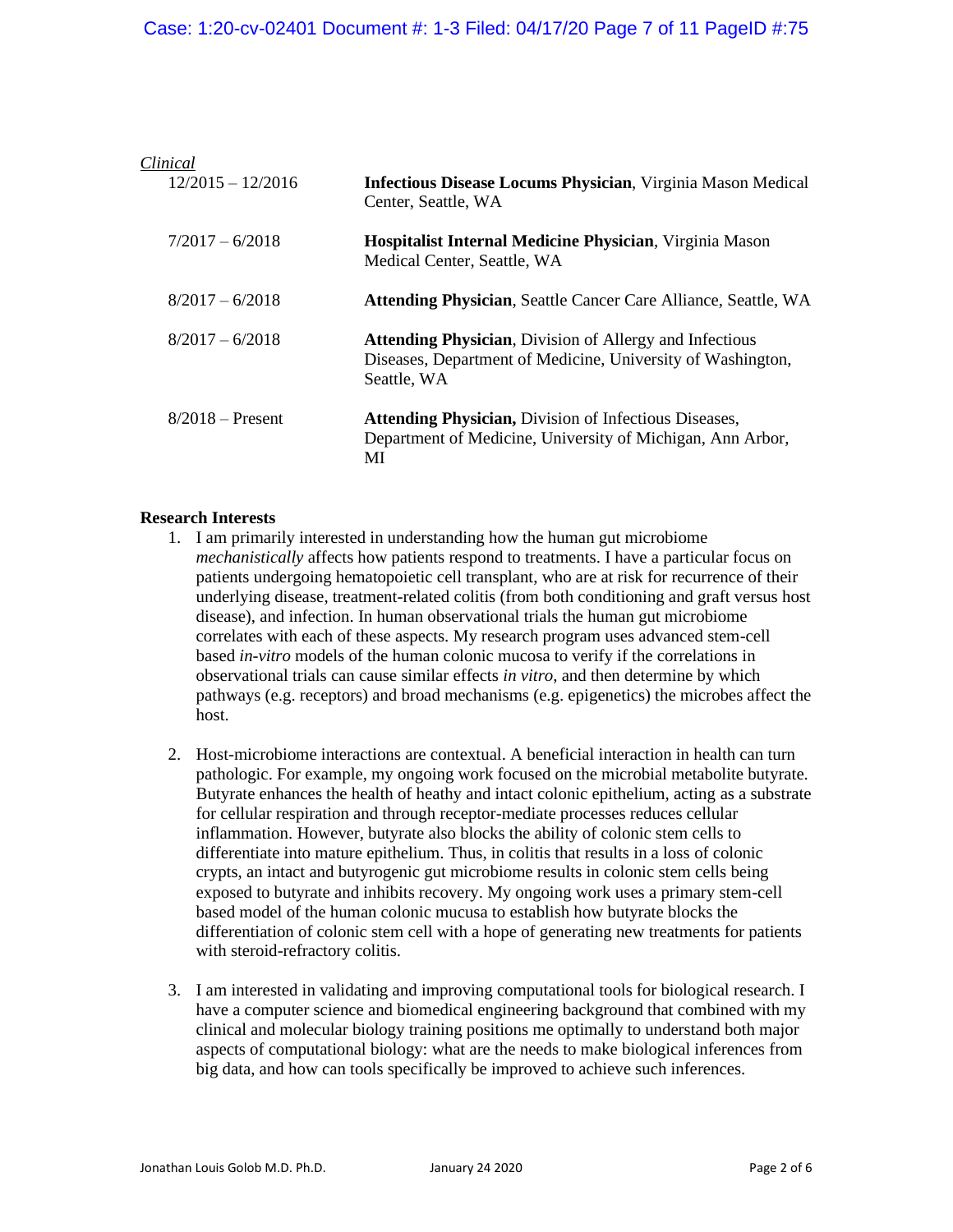*Clinical*

| | |
|---|---|
| 12/2015 – 12/2016 | **Infectious Disease Locums Physician**, Virginia Mason Medical Center, Seattle, WA |
| 7/2017 – 6/2018 | **Hospitalist Internal Medicine Physician**, Virginia Mason Medical Center, Seattle, WA |
| 8/2017 – 6/2018 | **Attending Physician**, Seattle Cancer Care Alliance, Seattle, WA |
| 8/2017 – 6/2018 | **Attending Physician**, Division of Allergy and Infectious Diseases, Department of Medicine, University of Washington, Seattle, WA |
| 8/2018 – Present | **Attending Physician,** Division of Infectious Diseases, Department of Medicine, University of Michigan, Ann Arbor, MI |

**Research Interests**

1. I am primarily interested in understanding how the human gut microbiome *mechanistically* affects how patients respond to treatments. I have a particular focus on patients undergoing hematopoietic cell transplant, who are at risk for recurrence of their underlying disease, treatment-related colitis (from both conditioning and graft versus host disease), and infection. In human observational trials the human gut microbiome correlates with each of these aspects. My research program uses advanced stem-cell based *in-vitro* models of the human colonic mucosa to verify if the correlations in observational trials can cause similar effects *in vitro*, and then determine by which pathways (e.g. receptors) and broad mechanisms (e.g. epigenetics) the microbes affect the host.

2. Host-microbiome interactions are contextual. A beneficial interaction in health can turn pathologic. For example, my ongoing work focused on the microbial metabolite butyrate. Butyrate enhances the health of heathy and intact colonic epithelium, acting as a substrate for cellular respiration and through receptor-mediate processes reduces cellular inflammation. However, butyrate also blocks the ability of colonic stem cells to differentiate into mature epithelium. Thus, in colitis that results in a loss of colonic crypts, an intact and butyrogenic gut microbiome results in colonic stem cells being exposed to butyrate and inhibits recovery. My ongoing work uses a primary stem-cell based model of the human colonic mucosa to establish how butyrate blocks the differentiation of colonic stem cell with a hope of generating new treatments for patients with steroid-refractory colitis.

3. I am interested in validating and improving computational tools for biological research. I have a computer science and biomedical engineering background that combined with my clinical and molecular biology training positions me optimally to understand both major aspects of computational biology: what are the needs to make biological inferences from big data, and how can tools specifically be improved to achieve such inferences.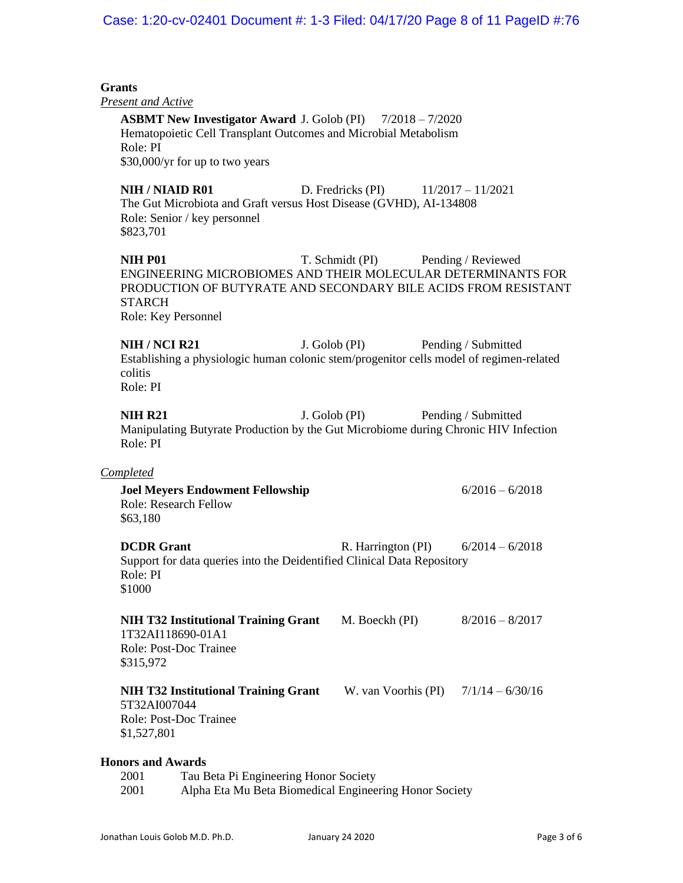## Grants

*Present and Active*

**ASBMT New Investigator Award** J. Golob (PI) 7/2018 – 7/2020
Hematopoietic Cell Transplant Outcomes and Microbial Metabolism
Role: PI
$30,000/yr for up to two years

**NIH / NIAID R01** D. Fredricks (PI) 11/2017 – 11/2021
The Gut Microbiota and Graft versus Host Disease (GVHD), AI-134808
Role: Senior / key personnel
$823,701

**NIH P01** T. Schmidt (PI) Pending / Reviewed
ENGINEERING MICROBIOMES AND THEIR MOLECULAR DETERMINANTS FOR PRODUCTION OF BUTYRATE AND SECONDARY BILE ACIDS FROM RESISTANT STARCH
Role: Key Personnel

**NIH / NCI R21** J. Golob (PI) Pending / Submitted
Establishing a physiologic human colonic stem/progenitor cells model of regimen-related colitis
Role: PI

**NIH R21** J. Golob (PI) Pending / Submitted
Manipulating Butyrate Production by the Gut Microbiome during Chronic HIV Infection
Role: PI

*Completed*

**Joel Meyers Endowment Fellowship** 6/2016 – 6/2018
Role: Research Fellow
$63,180

**DCDR Grant** R. Harrington (PI) 6/2014 – 6/2018
Support for data queries into the Deidentified Clinical Data Repository
Role: PI
$1000

**NIH T32 Institutional Training Grant** M. Boeckh (PI) 8/2016 – 8/2017
1T32AI118690-01A1
Role: Post-Doc Trainee
$315,972

**NIH T32 Institutional Training Grant** W. van Voorhis (PI) 7/1/14 – 6/30/16
5T32AI007044
Role: Post-Doc Trainee
$1,527,801

## Honors and Awards

2001 Tau Beta Pi Engineering Honor Society
2001 Alpha Eta Mu Beta Biomedical Engineering Honor Society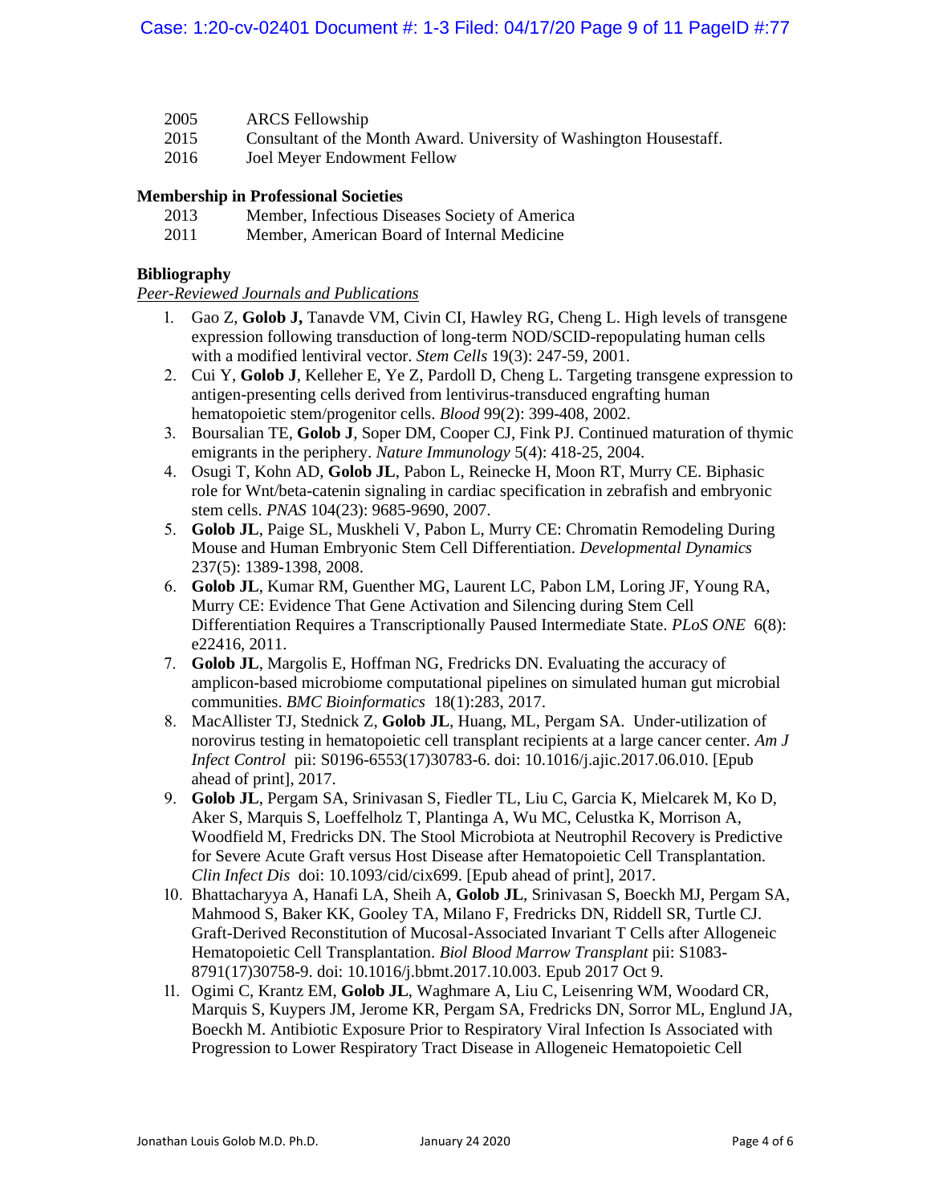| | |
|---|---|
| 2005 | ARCS Fellowship |
| 2015 | Consultant of the Month Award. University of Washington Housestaff. |
| 2016 | Joel Meyer Endowment Fellow |

**Membership in Professional Societies**

| | |
|---|---|
| 2013 | Member, Infectious Diseases Society of America |
| 2011 | Member, American Board of Internal Medicine |

**Bibliography**

*Peer-Reviewed Journals and Publications*

1. Gao Z, **Golob J,** Tanavde VM, Civin CI, Hawley RG, Cheng L. High levels of transgene expression following transduction of long-term NOD/SCID-repopulating human cells with a modified lentiviral vector. *Stem Cells* 19(3): 247-59, 2001.
2. Cui Y, **Golob J**, Kelleher E, Ye Z, Pardoll D, Cheng L. Targeting transgene expression to antigen-presenting cells derived from lentivirus-transduced engrafting human hematopoietic stem/progenitor cells. *Blood* 99(2): 399-408, 2002.
3. Boursalian TE, **Golob J**, Soper DM, Cooper CJ, Fink PJ. Continued maturation of thymic emigrants in the periphery. *Nature Immunology* 5(4): 418-25, 2004.
4. Osugi T, Kohn AD, **Golob JL**, Pabon L, Reinecke H, Moon RT, Murry CE. Biphasic role for Wnt/beta-catenin signaling in cardiac specification in zebrafish and embryonic stem cells. *PNAS* 104(23): 9685-9690, 2007.
5. **Golob JL**, Paige SL, Muskheli V, Pabon L, Murry CE: Chromatin Remodeling During Mouse and Human Embryonic Stem Cell Differentiation. *Developmental Dynamics* 237(5): 1389-1398, 2008.
6. **Golob JL**, Kumar RM, Guenther MG, Laurent LC, Pabon LM, Loring JF, Young RA, Murry CE: Evidence That Gene Activation and Silencing during Stem Cell Differentiation Requires a Transcriptionally Paused Intermediate State. *PLoS ONE* 6(8): e22416, 2011.
7. **Golob JL**, Margolis E, Hoffman NG, Fredricks DN. Evaluating the accuracy of amplicon-based microbiome computational pipelines on simulated human gut microbial communities. *BMC Bioinformatics* 18(1):283, 2017.
8. MacAllister TJ, Stednick Z, **Golob JL**, Huang, ML, Pergam SA. Under-utilization of norovirus testing in hematopoietic cell transplant recipients at a large cancer center. *Am J Infect Control* pii: S0196-6553(17)30783-6. doi: 10.1016/j.ajic.2017.06.010. [Epub ahead of print], 2017.
9. **Golob JL**, Pergam SA, Srinivasan S, Fiedler TL, Liu C, Garcia K, Mielcarek M, Ko D, Aker S, Marquis S, Loeffelholz T, Plantinga A, Wu MC, Celustka K, Morrison A, Woodfield M, Fredricks DN. The Stool Microbiota at Neutrophil Recovery is Predictive for Severe Acute Graft versus Host Disease after Hematopoietic Cell Transplantation. *Clin Infect Dis* doi: 10.1093/cid/cix699. [Epub ahead of print], 2017.
10. Bhattacharyya A, Hanafi LA, Sheih A, **Golob JL**, Srinivasan S, Boeckh MJ, Pergam SA, Mahmood S, Baker KK, Gooley TA, Milano F, Fredricks DN, Riddell SR, Turtle CJ. Graft-Derived Reconstitution of Mucosal-Associated Invariant T Cells after Allogeneic Hematopoietic Cell Transplantation. *Biol Blood Marrow Transplant* pii: S1083-8791(17)30758-9. doi: 10.1016/j.bbmt.2017.10.003. Epub 2017 Oct 9.
11. Ogimi C, Krantz EM, **Golob JL**, Waghmare A, Liu C, Leisenring WM, Woodard CR, Marquis S, Kuypers JM, Jerome KR, Pergam SA, Fredricks DN, Sorror ML, Englund JA, Boeckh M. Antibiotic Exposure Prior to Respiratory Viral Infection Is Associated with Progression to Lower Respiratory Tract Disease in Allogeneic Hematopoietic Cell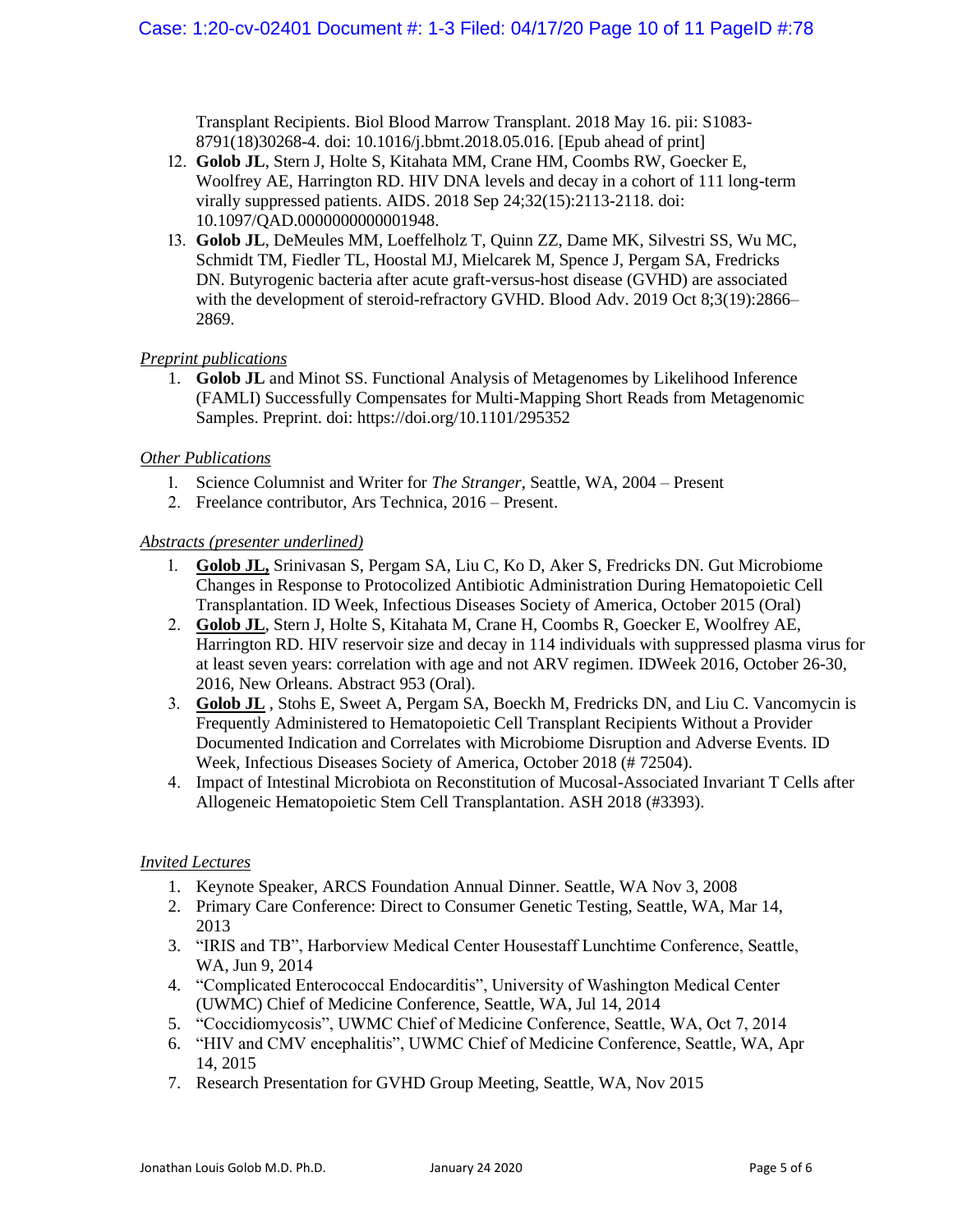Transplant Recipients. Biol Blood Marrow Transplant. 2018 May 16. pii: S1083-8791(18)30268-4. doi: 10.1016/j.bbmt.2018.05.016. [Epub ahead of print]

12. **Golob JL**, Stern J, Holte S, Kitahata MM, Crane HM, Coombs RW, Goecker E, Woolfrey AE, Harrington RD. HIV DNA levels and decay in a cohort of 111 long-term virally suppressed patients. AIDS. 2018 Sep 24;32(15):2113-2118. doi: 10.1097/QAD.0000000000001948.
13. **Golob JL**, DeMeules MM, Loeffelholz T, Quinn ZZ, Dame MK, Silvestri SS, Wu MC, Schmidt TM, Fiedler TL, Hoostal MJ, Mielcarek M, Spence J, Pergam SA, Fredricks DN. Butyrogenic bacteria after acute graft-versus-host disease (GVHD) are associated with the development of steroid-refractory GVHD. Blood Adv. 2019 Oct 8;3(19):2866–2869.

*Preprint publications*

1. **Golob JL** and Minot SS. Functional Analysis of Metagenomes by Likelihood Inference (FAMLI) Successfully Compensates for Multi-Mapping Short Reads from Metagenomic Samples. Preprint. doi: https://doi.org/10.1101/295352

*Other Publications*

1. Science Columnist and Writer for *The Stranger*, Seattle, WA, 2004 – Present
2. Freelance contributor, Ars Technica, 2016 – Present.

*Abstracts (presenter underlined)*

1. <u>**Golob JL,**</u> Srinivasan S, Pergam SA, Liu C, Ko D, Aker S, Fredricks DN. Gut Microbiome Changes in Response to Protocolized Antibiotic Administration During Hematopoietic Cell Transplantation. ID Week, Infectious Diseases Society of America, October 2015 (Oral)
2. <u>**Golob JL**</u>, Stern J, Holte S, Kitahata M, Crane H, Coombs R, Goecker E, Woolfrey AE, Harrington RD. HIV reservoir size and decay in 114 individuals with suppressed plasma virus for at least seven years: correlation with age and not ARV regimen. IDWeek 2016, October 26-30, 2016, New Orleans. Abstract 953 (Oral).
3. <u>**Golob JL**</u> , Stohs E, Sweet A, Pergam SA, Boeckh M, Fredricks DN, and Liu C. Vancomycin is Frequently Administered to Hematopoietic Cell Transplant Recipients Without a Provider Documented Indication and Correlates with Microbiome Disruption and Adverse Events. ID Week, Infectious Diseases Society of America, October 2018 (# 72504).
4. Impact of Intestinal Microbiota on Reconstitution of Mucosal-Associated Invariant T Cells after Allogeneic Hematopoietic Stem Cell Transplantation. ASH 2018 (#3393).

*Invited Lectures*

1. Keynote Speaker, ARCS Foundation Annual Dinner. Seattle, WA Nov 3, 2008
2. Primary Care Conference: Direct to Consumer Genetic Testing, Seattle, WA, Mar 14, 2013
3. "IRIS and TB", Harborview Medical Center Housestaff Lunchtime Conference, Seattle, WA, Jun 9, 2014
4. "Complicated Enterococcal Endocarditis", University of Washington Medical Center (UWMC) Chief of Medicine Conference, Seattle, WA, Jul 14, 2014
5. "Coccidiomycosis", UWMC Chief of Medicine Conference, Seattle, WA, Oct 7, 2014
6. "HIV and CMV encephalitis", UWMC Chief of Medicine Conference, Seattle, WA, Apr 14, 2015
7. Research Presentation for GVHD Group Meeting, Seattle, WA, Nov 2015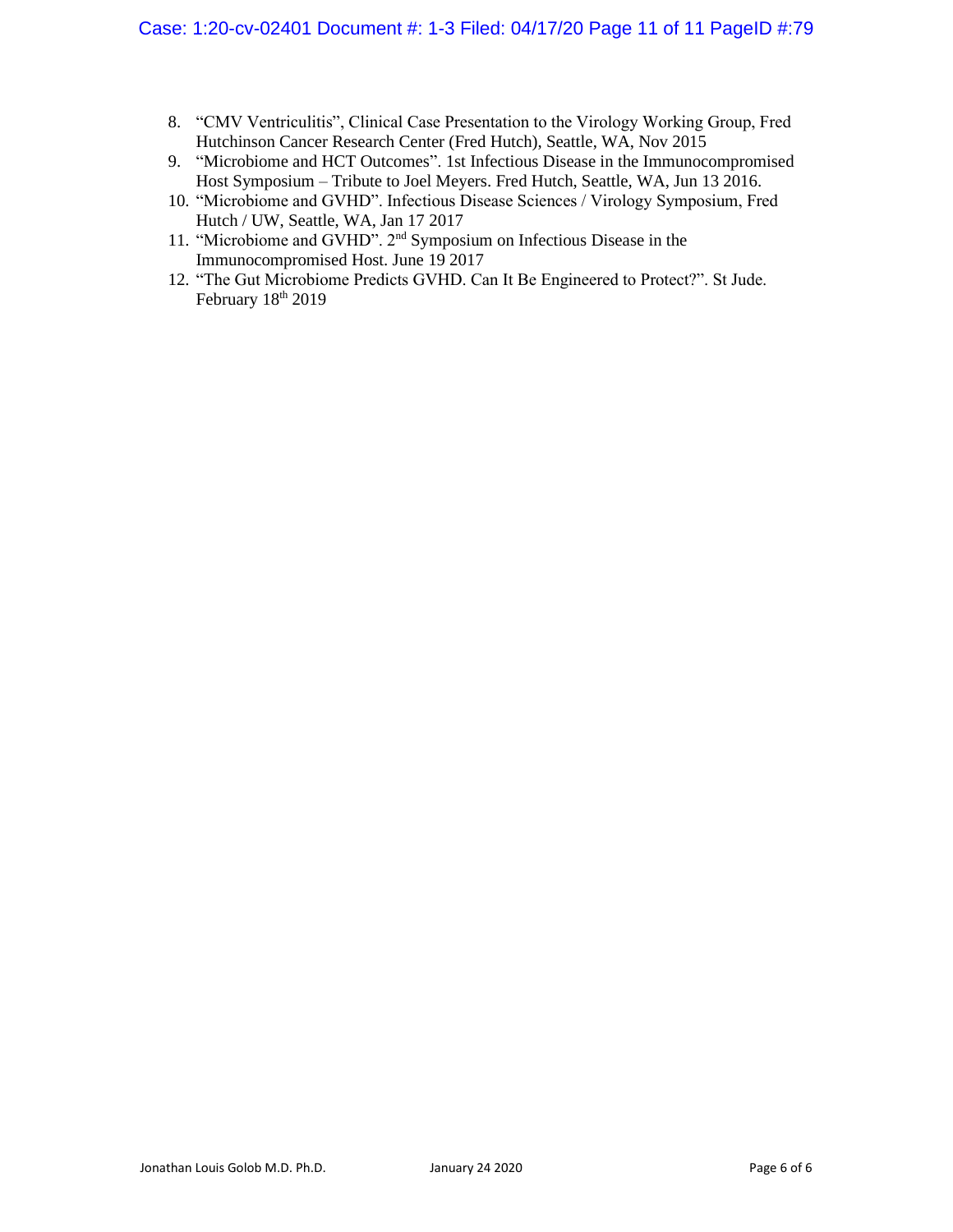8. "CMV Ventriculitis", Clinical Case Presentation to the Virology Working Group, Fred Hutchinson Cancer Research Center (Fred Hutch), Seattle, WA, Nov 2015
9. "Microbiome and HCT Outcomes". 1st Infectious Disease in the Immunocompromised Host Symposium – Tribute to Joel Meyers. Fred Hutch, Seattle, WA, Jun 13 2016.
10. "Microbiome and GVHD". Infectious Disease Sciences / Virology Symposium, Fred Hutch / UW, Seattle, WA, Jan 17 2017
11. "Microbiome and GVHD". 2nd Symposium on Infectious Disease in the Immunocompromised Host. June 19 2017
12. "The Gut Microbiome Predicts GVHD. Can It Be Engineered to Protect?". St Jude. February 18th 2019